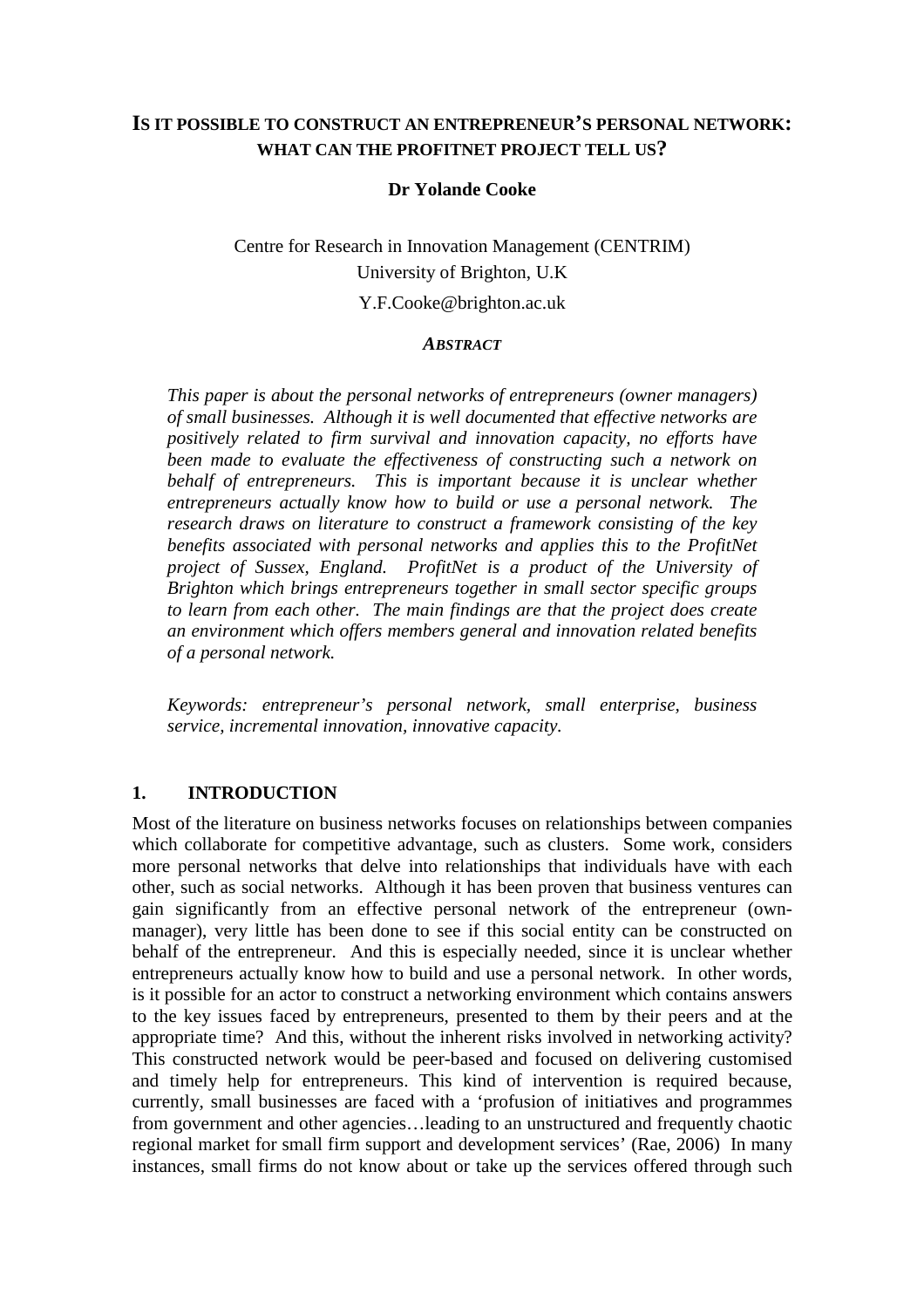# IS IT POSSIBLE TO CONSTRUCT AN ENTREPRENEUR'S PERSONAL NETWORK: WHAT CAN THE PROFITNET PROJECT TELL US?

**Dr Yolande Cooke**

Centre for Research in Innovation Management (CENTRIM)
University of Brighton, U.K
Y.F.Cooke@brighton.ac.uk

***ABSTRACT***

*This paper is about the personal networks of entrepreneurs (owner managers) of small businesses. Although it is well documented that effective networks are positively related to firm survival and innovation capacity, no efforts have been made to evaluate the effectiveness of constructing such a network on behalf of entrepreneurs. This is important because it is unclear whether entrepreneurs actually know how to build or use a personal network. The research draws on literature to construct a framework consisting of the key benefits associated with personal networks and applies this to the ProfitNet project of Sussex, England. ProfitNet is a product of the University of Brighton which brings entrepreneurs together in small sector specific groups to learn from each other. The main findings are that the project does create an environment which offers members general and innovation related benefits of a personal network.*

*Keywords: entrepreneur's personal network, small enterprise, business service, incremental innovation, innovative capacity.*

## 1. INTRODUCTION

Most of the literature on business networks focuses on relationships between companies which collaborate for competitive advantage, such as clusters. Some work, considers more personal networks that delve into relationships that individuals have with each other, such as social networks. Although it has been proven that business ventures can gain significantly from an effective personal network of the entrepreneur (own-manager), very little has been done to see if this social entity can be constructed on behalf of the entrepreneur. And this is especially needed, since it is unclear whether entrepreneurs actually know how to build and use a personal network. In other words, is it possible for an actor to construct a networking environment which contains answers to the key issues faced by entrepreneurs, presented to them by their peers and at the appropriate time? And this, without the inherent risks involved in networking activity? This constructed network would be peer-based and focused on delivering customised and timely help for entrepreneurs. This kind of intervention is required because, currently, small businesses are faced with a 'profusion of initiatives and programmes from government and other agencies…leading to an unstructured and frequently chaotic regional market for small firm support and development services' (Rae, 2006) In many instances, small firms do not know about or take up the services offered through such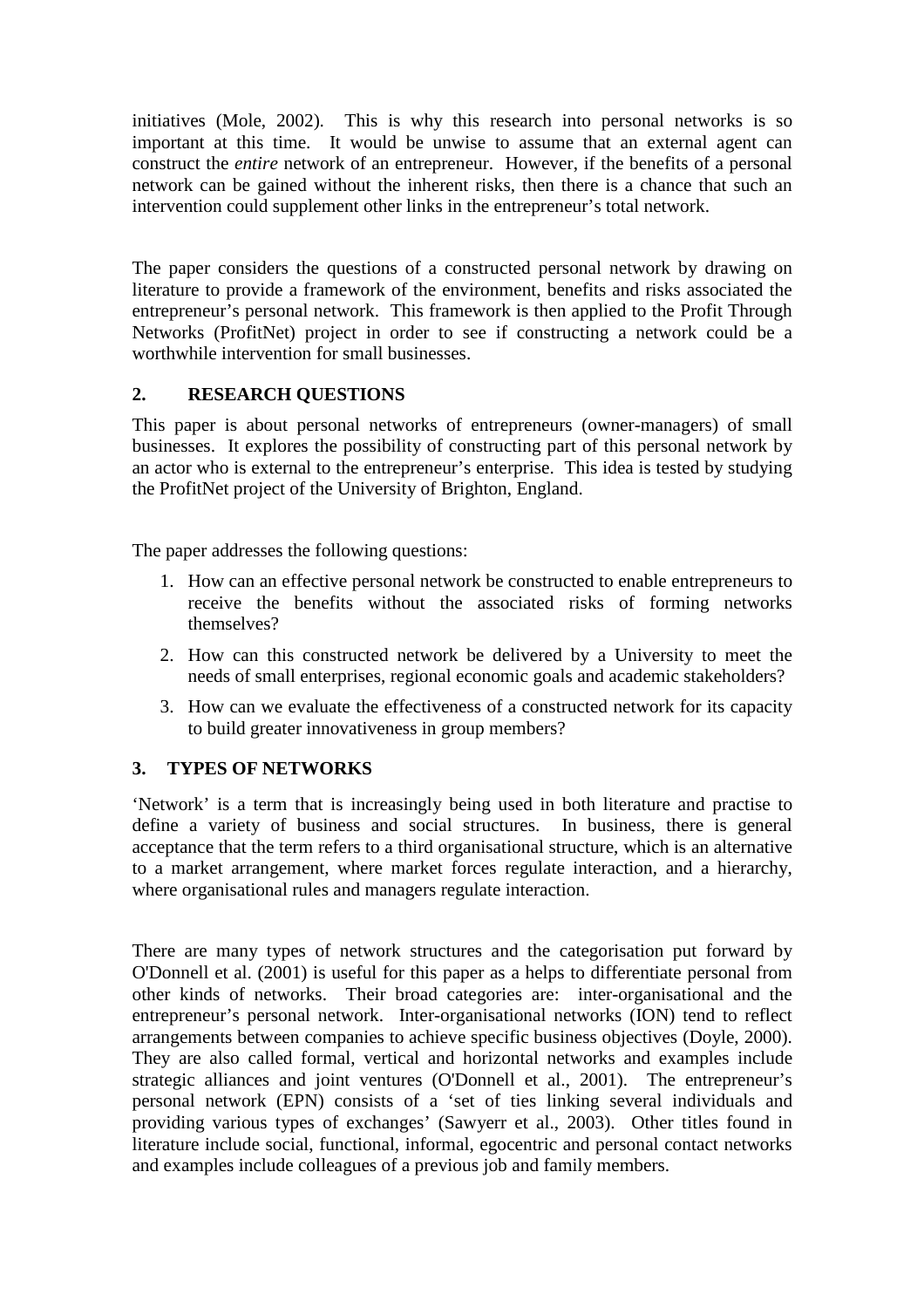initiatives (Mole, 2002). This is why this research into personal networks is so important at this time. It would be unwise to assume that an external agent can construct the *entire* network of an entrepreneur. However, if the benefits of a personal network can be gained without the inherent risks, then there is a chance that such an intervention could supplement other links in the entrepreneur's total network.

The paper considers the questions of a constructed personal network by drawing on literature to provide a framework of the environment, benefits and risks associated the entrepreneur's personal network. This framework is then applied to the Profit Through Networks (ProfitNet) project in order to see if constructing a network could be a worthwhile intervention for small businesses.

## 2. RESEARCH QUESTIONS

This paper is about personal networks of entrepreneurs (owner-managers) of small businesses. It explores the possibility of constructing part of this personal network by an actor who is external to the entrepreneur's enterprise. This idea is tested by studying the ProfitNet project of the University of Brighton, England.

The paper addresses the following questions:

1. How can an effective personal network be constructed to enable entrepreneurs to receive the benefits without the associated risks of forming networks themselves?
2. How can this constructed network be delivered by a University to meet the needs of small enterprises, regional economic goals and academic stakeholders?
3. How can we evaluate the effectiveness of a constructed network for its capacity to build greater innovativeness in group members?

## 3. TYPES OF NETWORKS

'Network' is a term that is increasingly being used in both literature and practise to define a variety of business and social structures. In business, there is general acceptance that the term refers to a third organisational structure, which is an alternative to a market arrangement, where market forces regulate interaction, and a hierarchy, where organisational rules and managers regulate interaction.

There are many types of network structures and the categorisation put forward by O'Donnell et al. (2001) is useful for this paper as a helps to differentiate personal from other kinds of networks. Their broad categories are: inter-organisational and the entrepreneur's personal network. Inter-organisational networks (ION) tend to reflect arrangements between companies to achieve specific business objectives (Doyle, 2000). They are also called formal, vertical and horizontal networks and examples include strategic alliances and joint ventures (O'Donnell et al., 2001). The entrepreneur's personal network (EPN) consists of a 'set of ties linking several individuals and providing various types of exchanges' (Sawyerr et al., 2003). Other titles found in literature include social, functional, informal, egocentric and personal contact networks and examples include colleagues of a previous job and family members.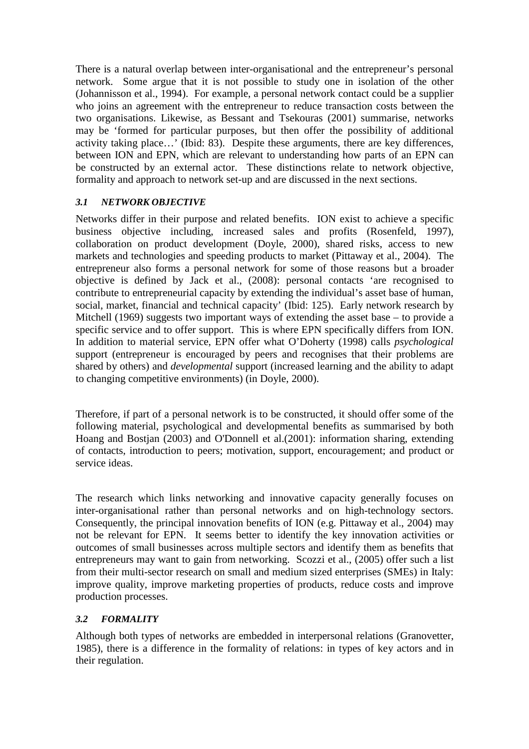There is a natural overlap between inter-organisational and the entrepreneur's personal network. Some argue that it is not possible to study one in isolation of the other (Johannisson et al., 1994). For example, a personal network contact could be a supplier who joins an agreement with the entrepreneur to reduce transaction costs between the two organisations. Likewise, as Bessant and Tsekouras (2001) summarise, networks may be 'formed for particular purposes, but then offer the possibility of additional activity taking place…' (Ibid: 83). Despite these arguments, there are key differences, between ION and EPN, which are relevant to understanding how parts of an EPN can be constructed by an external actor. These distinctions relate to network objective, formality and approach to network set-up and are discussed in the next sections.

### *3.1 NETWORK OBJECTIVE*

Networks differ in their purpose and related benefits. ION exist to achieve a specific business objective including, increased sales and profits (Rosenfeld, 1997), collaboration on product development (Doyle, 2000), shared risks, access to new markets and technologies and speeding products to market (Pittaway et al., 2004). The entrepreneur also forms a personal network for some of those reasons but a broader objective is defined by Jack et al., (2008): personal contacts 'are recognised to contribute to entrepreneurial capacity by extending the individual's asset base of human, social, market, financial and technical capacity' (Ibid: 125). Early network research by Mitchell (1969) suggests two important ways of extending the asset base – to provide a specific service and to offer support. This is where EPN specifically differs from ION. In addition to material service, EPN offer what O'Doherty (1998) calls *psychological* support (entrepreneur is encouraged by peers and recognises that their problems are shared by others) and *developmental* support (increased learning and the ability to adapt to changing competitive environments) (in Doyle, 2000).

Therefore, if part of a personal network is to be constructed, it should offer some of the following material, psychological and developmental benefits as summarised by both Hoang and Bostjan (2003) and O'Donnell et al.(2001): information sharing, extending of contacts, introduction to peers; motivation, support, encouragement; and product or service ideas.

The research which links networking and innovative capacity generally focuses on inter-organisational rather than personal networks and on high-technology sectors. Consequently, the principal innovation benefits of ION (e.g. Pittaway et al., 2004) may not be relevant for EPN. It seems better to identify the key innovation activities or outcomes of small businesses across multiple sectors and identify them as benefits that entrepreneurs may want to gain from networking. Scozzi et al., (2005) offer such a list from their multi-sector research on small and medium sized enterprises (SMEs) in Italy: improve quality, improve marketing properties of products, reduce costs and improve production processes.

### *3.2 FORMALITY*

Although both types of networks are embedded in interpersonal relations (Granovetter, 1985), there is a difference in the formality of relations: in types of key actors and in their regulation.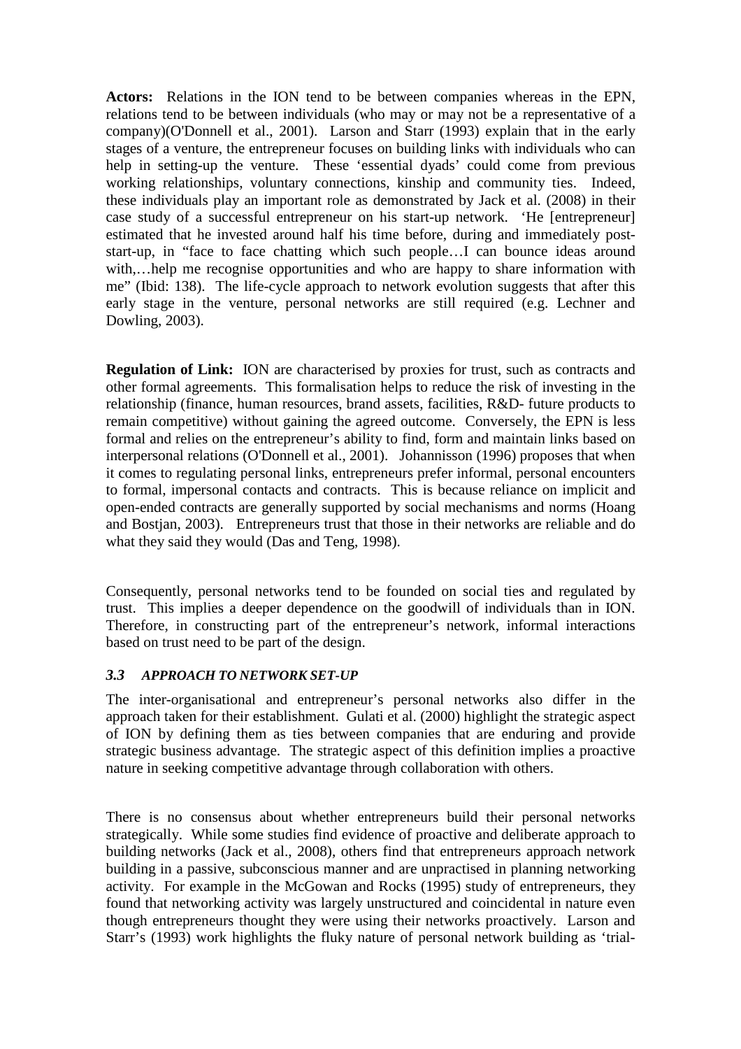**Actors:** Relations in the ION tend to be between companies whereas in the EPN, relations tend to be between individuals (who may or may not be a representative of a company)(O'Donnell et al., 2001). Larson and Starr (1993) explain that in the early stages of a venture, the entrepreneur focuses on building links with individuals who can help in setting-up the venture. These 'essential dyads' could come from previous working relationships, voluntary connections, kinship and community ties. Indeed, these individuals play an important role as demonstrated by Jack et al. (2008) in their case study of a successful entrepreneur on his start-up network. 'He [entrepreneur] estimated that he invested around half his time before, during and immediately post-start-up, in "face to face chatting which such people…I can bounce ideas around with,…help me recognise opportunities and who are happy to share information with me" (Ibid: 138). The life-cycle approach to network evolution suggests that after this early stage in the venture, personal networks are still required (e.g. Lechner and Dowling, 2003).

**Regulation of Link:** ION are characterised by proxies for trust, such as contracts and other formal agreements. This formalisation helps to reduce the risk of investing in the relationship (finance, human resources, brand assets, facilities, R&D- future products to remain competitive) without gaining the agreed outcome. Conversely, the EPN is less formal and relies on the entrepreneur's ability to find, form and maintain links based on interpersonal relations (O'Donnell et al., 2001). Johannisson (1996) proposes that when it comes to regulating personal links, entrepreneurs prefer informal, personal encounters to formal, impersonal contacts and contracts. This is because reliance on implicit and open-ended contracts are generally supported by social mechanisms and norms (Hoang and Bostjan, 2003). Entrepreneurs trust that those in their networks are reliable and do what they said they would (Das and Teng, 1998).

Consequently, personal networks tend to be founded on social ties and regulated by trust. This implies a deeper dependence on the goodwill of individuals than in ION. Therefore, in constructing part of the entrepreneur's network, informal interactions based on trust need to be part of the design.

### *3.3 APPROACH TO NETWORK SET-UP*

The inter-organisational and entrepreneur's personal networks also differ in the approach taken for their establishment. Gulati et al. (2000) highlight the strategic aspect of ION by defining them as ties between companies that are enduring and provide strategic business advantage. The strategic aspect of this definition implies a proactive nature in seeking competitive advantage through collaboration with others.

There is no consensus about whether entrepreneurs build their personal networks strategically. While some studies find evidence of proactive and deliberate approach to building networks (Jack et al., 2008), others find that entrepreneurs approach network building in a passive, subconscious manner and are unpractised in planning networking activity. For example in the McGowan and Rocks (1995) study of entrepreneurs, they found that networking activity was largely unstructured and coincidental in nature even though entrepreneurs thought they were using their networks proactively. Larson and Starr's (1993) work highlights the fluky nature of personal network building as 'trial-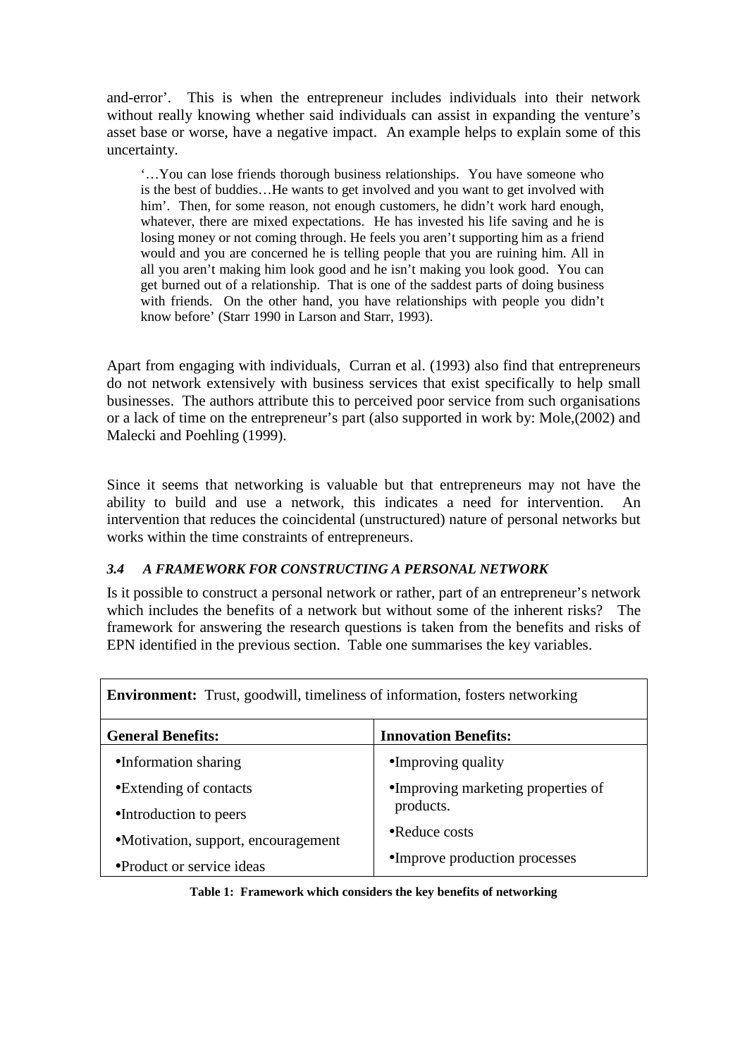and-error'. This is when the entrepreneur includes individuals into their network without really knowing whether said individuals can assist in expanding the venture's asset base or worse, have a negative impact. An example helps to explain some of this uncertainty.

> '…You can lose friends thorough business relationships. You have someone who is the best of buddies…He wants to get involved and you want to get involved with him'. Then, for some reason, not enough customers, he didn't work hard enough, whatever, there are mixed expectations. He has invested his life saving and he is losing money or not coming through. He feels you aren't supporting him as a friend would and you are concerned he is telling people that you are ruining him. All in all you aren't making him look good and he isn't making you look good. You can get burned out of a relationship. That is one of the saddest parts of doing business with friends. On the other hand, you have relationships with people you didn't know before' (Starr 1990 in Larson and Starr, 1993).

Apart from engaging with individuals, Curran et al. (1993) also find that entrepreneurs do not network extensively with business services that exist specifically to help small businesses. The authors attribute this to perceived poor service from such organisations or a lack of time on the entrepreneur's part (also supported in work by: Mole,(2002) and Malecki and Poehling (1999).

Since it seems that networking is valuable but that entrepreneurs may not have the ability to build and use a network, this indicates a need for intervention. An intervention that reduces the coincidental (unstructured) nature of personal networks but works within the time constraints of entrepreneurs.

### *3.4 A FRAMEWORK FOR CONSTRUCTING A PERSONAL NETWORK*

Is it possible to construct a personal network or rather, part of an entrepreneur's network which includes the benefits of a network but without some of the inherent risks? The framework for answering the research questions is taken from the benefits and risks of EPN identified in the previous section. Table one summarises the key variables.

| **Environment:** Trust, goodwill, timeliness of information, fosters networking | |
|---|---|
| **General Benefits:** | **Innovation Benefits:** |
| •Information sharing<br>•Extending of contacts<br>•Introduction to peers<br>•Motivation, support, encouragement<br>•Product or service ideas | •Improving quality<br>•Improving marketing properties of products.<br>•Reduce costs<br>•Improve production processes |

**Table 1: Framework which considers the key benefits of networking**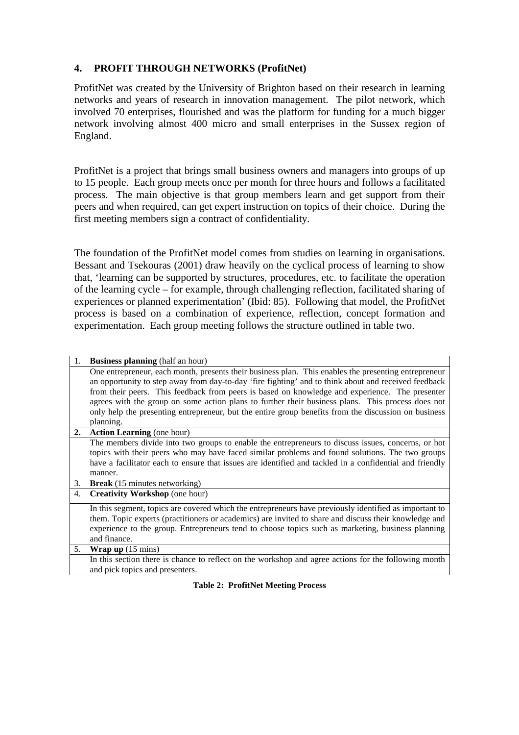## 4. PROFIT THROUGH NETWORKS (ProfitNet)

ProfitNet was created by the University of Brighton based on their research in learning networks and years of research in innovation management. The pilot network, which involved 70 enterprises, flourished and was the platform for funding for a much bigger network involving almost 400 micro and small enterprises in the Sussex region of England.

ProfitNet is a project that brings small business owners and managers into groups of up to 15 people. Each group meets once per month for three hours and follows a facilitated process. The main objective is that group members learn and get support from their peers and when required, can get expert instruction on topics of their choice. During the first meeting members sign a contract of confidentiality.

The foundation of the ProfitNet model comes from studies on learning in organisations. Bessant and Tsekouras (2001) draw heavily on the cyclical process of learning to show that, 'learning can be supported by structures, procedures, etc. to facilitate the operation of the learning cycle – for example, through challenging reflection, facilitated sharing of experiences or planned experimentation' (Ibid: 85). Following that model, the ProfitNet process is based on a combination of experience, reflection, concept formation and experimentation. Each group meeting follows the structure outlined in table two.

| | |
|---|---|
| 1. | **Business planning** (half an hour) |
| | One entrepreneur, each month, presents their business plan. This enables the presenting entrepreneur an opportunity to step away from day-to-day 'fire fighting' and to think about and received feedback from their peers. This feedback from peers is based on knowledge and experience. The presenter agrees with the group on some action plans to further their business plans. This process does not only help the presenting entrepreneur, but the entire group benefits from the discussion on business planning. |
| **2.** | **Action Learning** (one hour) |
| | The members divide into two groups to enable the entrepreneurs to discuss issues, concerns, or hot topics with their peers who may have faced similar problems and found solutions. The two groups have a facilitator each to ensure that issues are identified and tackled in a confidential and friendly manner. |
| 3. | **Break** (15 minutes networking) |
| 4. | **Creativity Workshop** (one hour) |
| | In this segment, topics are covered which the entrepreneurs have previously identified as important to them. Topic experts (practitioners or academics) are invited to share and discuss their knowledge and experience to the group. Entrepreneurs tend to choose topics such as marketing, business planning and finance. |
| 5. | **Wrap up** (15 mins) |
| | In this section there is chance to reflect on the workshop and agree actions for the following month and pick topics and presenters. |

**Table 2: ProfitNet Meeting Process**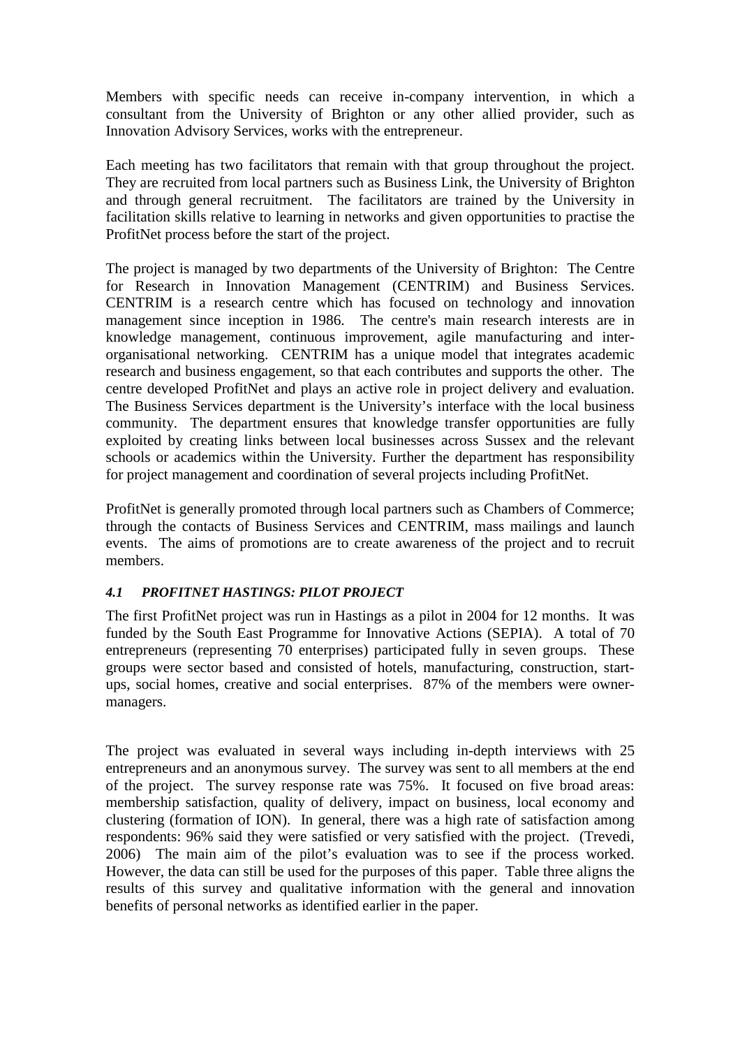Members with specific needs can receive in-company intervention, in which a consultant from the University of Brighton or any other allied provider, such as Innovation Advisory Services, works with the entrepreneur.

Each meeting has two facilitators that remain with that group throughout the project. They are recruited from local partners such as Business Link, the University of Brighton and through general recruitment. The facilitators are trained by the University in facilitation skills relative to learning in networks and given opportunities to practise the ProfitNet process before the start of the project.

The project is managed by two departments of the University of Brighton: The Centre for Research in Innovation Management (CENTRIM) and Business Services. CENTRIM is a research centre which has focused on technology and innovation management since inception in 1986. The centre's main research interests are in knowledge management, continuous improvement, agile manufacturing and inter-organisational networking. CENTRIM has a unique model that integrates academic research and business engagement, so that each contributes and supports the other. The centre developed ProfitNet and plays an active role in project delivery and evaluation. The Business Services department is the University's interface with the local business community. The department ensures that knowledge transfer opportunities are fully exploited by creating links between local businesses across Sussex and the relevant schools or academics within the University. Further the department has responsibility for project management and coordination of several projects including ProfitNet.

ProfitNet is generally promoted through local partners such as Chambers of Commerce; through the contacts of Business Services and CENTRIM, mass mailings and launch events. The aims of promotions are to create awareness of the project and to recruit members.

### *4.1 PROFITNET HASTINGS: PILOT PROJECT*

The first ProfitNet project was run in Hastings as a pilot in 2004 for 12 months. It was funded by the South East Programme for Innovative Actions (SEPIA). A total of 70 entrepreneurs (representing 70 enterprises) participated fully in seven groups. These groups were sector based and consisted of hotels, manufacturing, construction, start-ups, social homes, creative and social enterprises. 87% of the members were owner-managers.

The project was evaluated in several ways including in-depth interviews with 25 entrepreneurs and an anonymous survey. The survey was sent to all members at the end of the project. The survey response rate was 75%. It focused on five broad areas: membership satisfaction, quality of delivery, impact on business, local economy and clustering (formation of ION). In general, there was a high rate of satisfaction among respondents: 96% said they were satisfied or very satisfied with the project. (Trevedi, 2006) The main aim of the pilot's evaluation was to see if the process worked. However, the data can still be used for the purposes of this paper. Table three aligns the results of this survey and qualitative information with the general and innovation benefits of personal networks as identified earlier in the paper.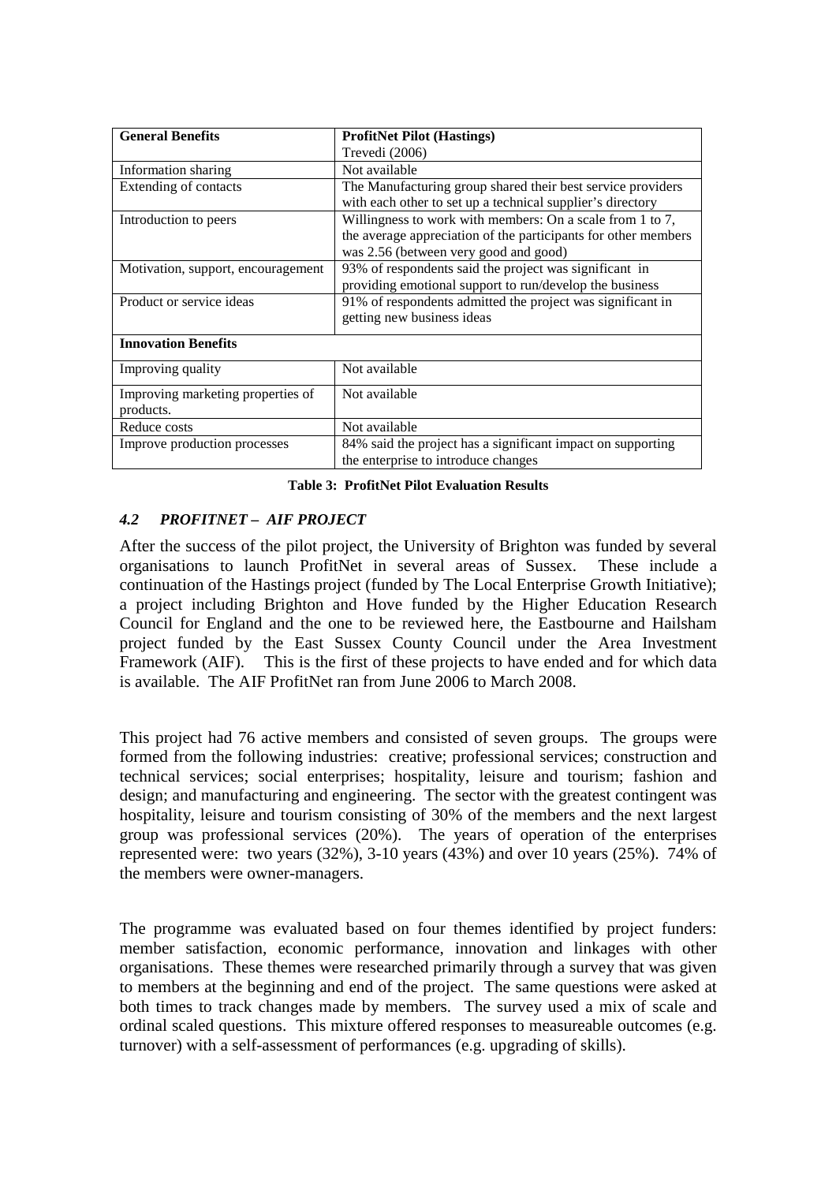| General Benefits | ProfitNet Pilot (Hastings) Trevedi (2006) |
|---|---|
| Information sharing | Not available |
| Extending of contacts | The Manufacturing group shared their best service providers with each other to set up a technical supplier's directory |
| Introduction to peers | Willingness to work with members: On a scale from 1 to 7, the average appreciation of the participants for other members was 2.56 (between very good and good) |
| Motivation, support, encouragement | 93% of respondents said the project was significant in providing emotional support to run/develop the business |
| Product or service ideas | 91% of respondents admitted the project was significant in getting new business ideas |
| **Innovation Benefits** | |
| Improving quality | Not available |
| Improving marketing properties of products. | Not available |
| Reduce costs | Not available |
| Improve production processes | 84% said the project has a significant impact on supporting the enterprise to introduce changes |

**Table 3: ProfitNet Pilot Evaluation Results**

### *4.2 PROFITNET – AIF PROJECT*

After the success of the pilot project, the University of Brighton was funded by several organisations to launch ProfitNet in several areas of Sussex. These include a continuation of the Hastings project (funded by The Local Enterprise Growth Initiative); a project including Brighton and Hove funded by the Higher Education Research Council for England and the one to be reviewed here, the Eastbourne and Hailsham project funded by the East Sussex County Council under the Area Investment Framework (AIF). This is the first of these projects to have ended and for which data is available. The AIF ProfitNet ran from June 2006 to March 2008.

This project had 76 active members and consisted of seven groups. The groups were formed from the following industries: creative; professional services; construction and technical services; social enterprises; hospitality, leisure and tourism; fashion and design; and manufacturing and engineering. The sector with the greatest contingent was hospitality, leisure and tourism consisting of 30% of the members and the next largest group was professional services (20%). The years of operation of the enterprises represented were: two years (32%), 3-10 years (43%) and over 10 years (25%). 74% of the members were owner-managers.

The programme was evaluated based on four themes identified by project funders: member satisfaction, economic performance, innovation and linkages with other organisations. These themes were researched primarily through a survey that was given to members at the beginning and end of the project. The same questions were asked at both times to track changes made by members. The survey used a mix of scale and ordinal scaled questions. This mixture offered responses to measureable outcomes (e.g. turnover) with a self-assessment of performances (e.g. upgrading of skills).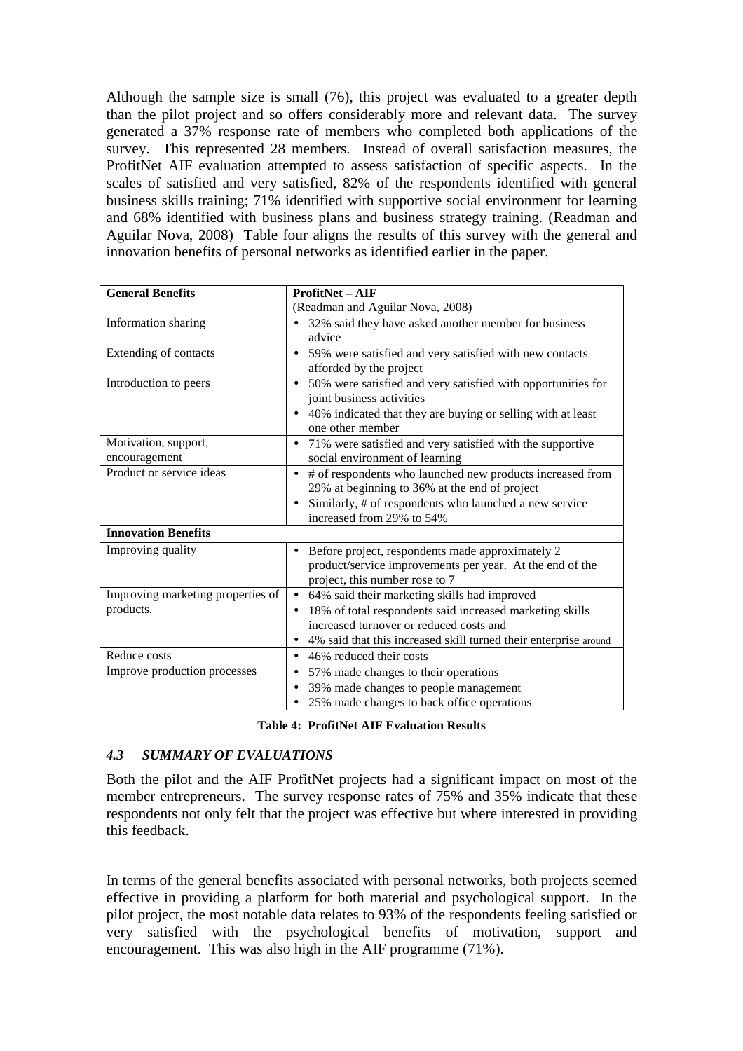Although the sample size is small (76), this project was evaluated to a greater depth than the pilot project and so offers considerably more and relevant data. The survey generated a 37% response rate of members who completed both applications of the survey. This represented 28 members. Instead of overall satisfaction measures, the ProfitNet AIF evaluation attempted to assess satisfaction of specific aspects. In the scales of satisfied and very satisfied, 82% of the respondents identified with general business skills training; 71% identified with supportive social environment for learning and 68% identified with business plans and business strategy training. (Readman and Aguilar Nova, 2008) Table four aligns the results of this survey with the general and innovation benefits of personal networks as identified earlier in the paper.

| **General Benefits** | **ProfitNet – AIF** (Readman and Aguilar Nova, 2008) |
|---|---|
| Information sharing | • 32% said they have asked another member for business advice |
| Extending of contacts | • 59% were satisfied and very satisfied with new contacts afforded by the project |
| Introduction to peers | • 50% were satisfied and very satisfied with opportunities for joint business activities<br>• 40% indicated that they are buying or selling with at least one other member |
| Motivation, support, encouragement | • 71% were satisfied and very satisfied with the supportive social environment of learning |
| Product or service ideas | • # of respondents who launched new products increased from 29% at beginning to 36% at the end of project<br>• Similarly, # of respondents who launched a new service increased from 29% to 54% |
| **Innovation Benefits** | |
| Improving quality | • Before project, respondents made approximately 2 product/service improvements per year. At the end of the project, this number rose to 7 |
| Improving marketing properties of products. | • 64% said their marketing skills had improved<br>• 18% of total respondents said increased marketing skills increased turnover or reduced costs and<br>• 4% said that this increased skill turned their enterprise around |
| Reduce costs | • 46% reduced their costs |
| Improve production processes | • 57% made changes to their operations<br>• 39% made changes to people management<br>• 25% made changes to back office operations |

**Table 4: ProfitNet AIF Evaluation Results**

### *4.3 SUMMARY OF EVALUATIONS*

Both the pilot and the AIF ProfitNet projects had a significant impact on most of the member entrepreneurs. The survey response rates of 75% and 35% indicate that these respondents not only felt that the project was effective but where interested in providing this feedback.

In terms of the general benefits associated with personal networks, both projects seemed effective in providing a platform for both material and psychological support. In the pilot project, the most notable data relates to 93% of the respondents feeling satisfied or very satisfied with the psychological benefits of motivation, support and encouragement. This was also high in the AIF programme (71%).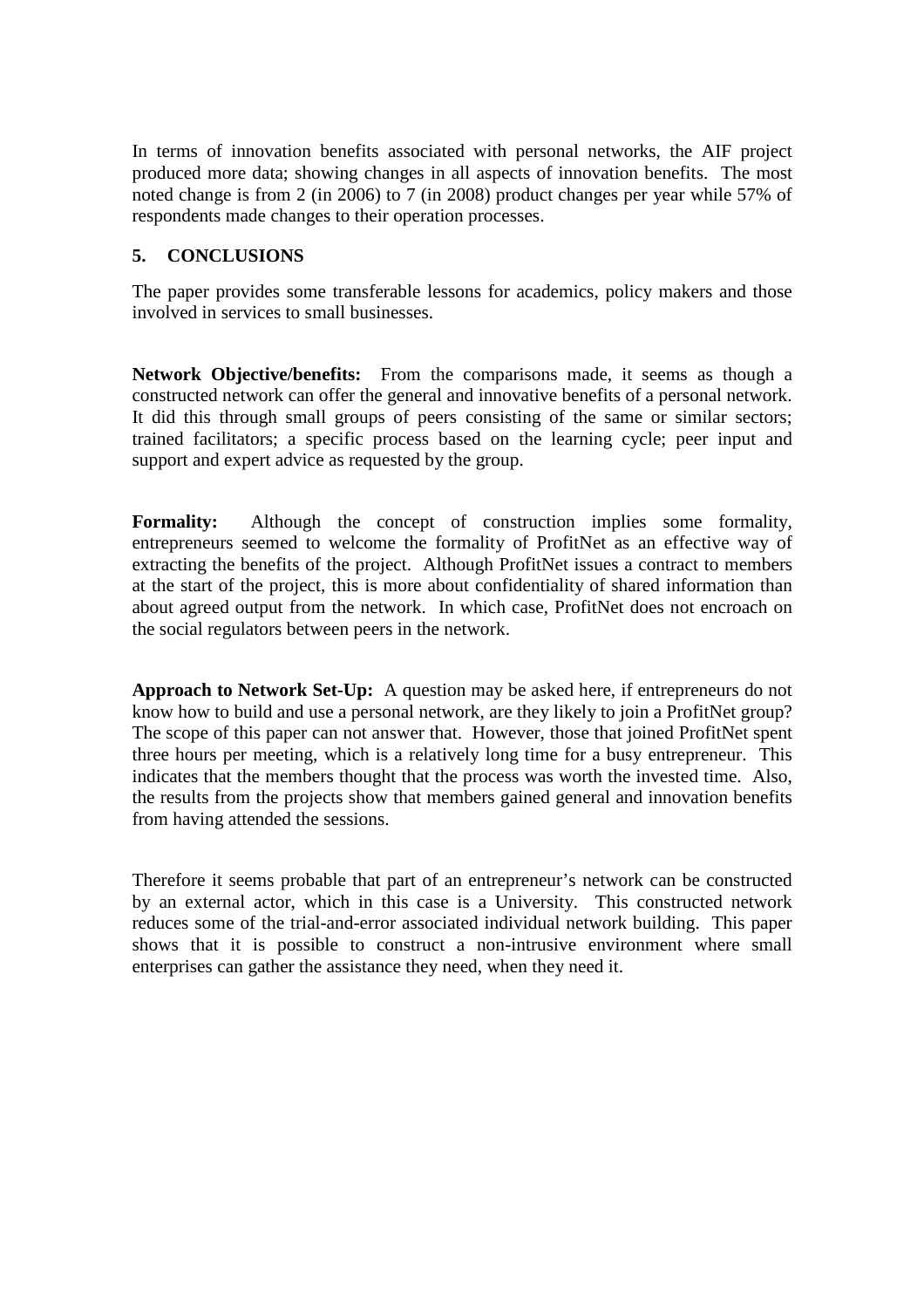In terms of innovation benefits associated with personal networks, the AIF project produced more data; showing changes in all aspects of innovation benefits. The most noted change is from 2 (in 2006) to 7 (in 2008) product changes per year while 57% of respondents made changes to their operation processes.

## 5. CONCLUSIONS

The paper provides some transferable lessons for academics, policy makers and those involved in services to small businesses.

**Network Objective/benefits:** From the comparisons made, it seems as though a constructed network can offer the general and innovative benefits of a personal network. It did this through small groups of peers consisting of the same or similar sectors; trained facilitators; a specific process based on the learning cycle; peer input and support and expert advice as requested by the group.

**Formality:** Although the concept of construction implies some formality, entrepreneurs seemed to welcome the formality of ProfitNet as an effective way of extracting the benefits of the project. Although ProfitNet issues a contract to members at the start of the project, this is more about confidentiality of shared information than about agreed output from the network. In which case, ProfitNet does not encroach on the social regulators between peers in the network.

**Approach to Network Set-Up:** A question may be asked here, if entrepreneurs do not know how to build and use a personal network, are they likely to join a ProfitNet group? The scope of this paper can not answer that. However, those that joined ProfitNet spent three hours per meeting, which is a relatively long time for a busy entrepreneur. This indicates that the members thought that the process was worth the invested time. Also, the results from the projects show that members gained general and innovation benefits from having attended the sessions.

Therefore it seems probable that part of an entrepreneur's network can be constructed by an external actor, which in this case is a University. This constructed network reduces some of the trial-and-error associated individual network building. This paper shows that it is possible to construct a non-intrusive environment where small enterprises can gather the assistance they need, when they need it.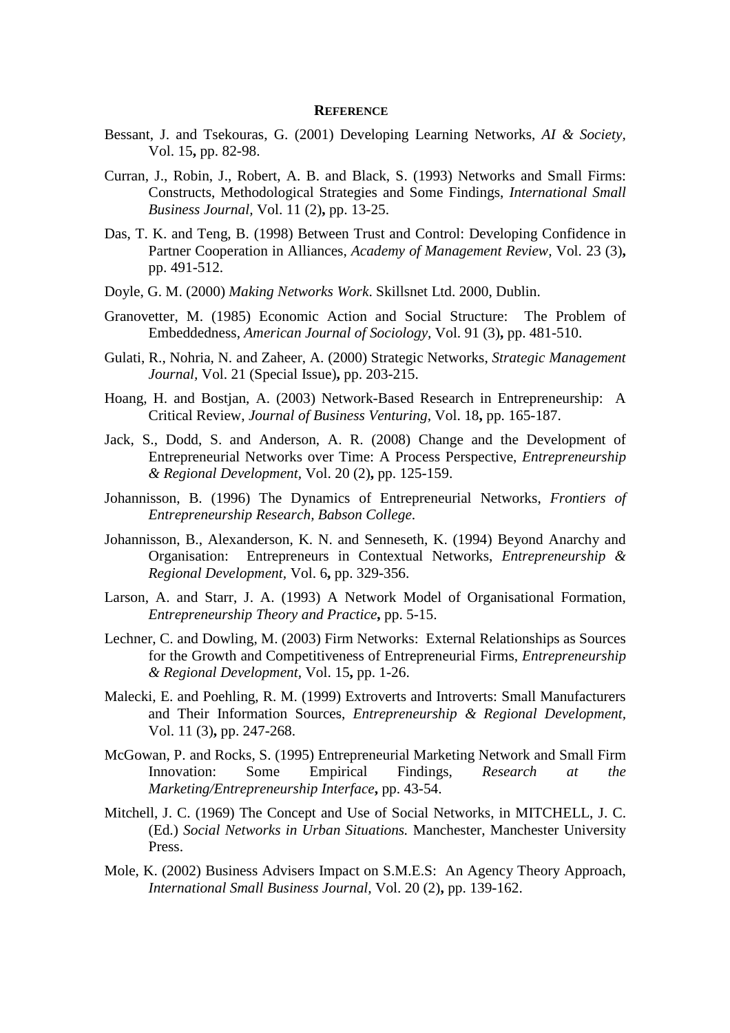## REFERENCE

Bessant, J. and Tsekouras, G. (2001) Developing Learning Networks, *AI & Society,* Vol. 15**,** pp. 82-98.

Curran, J., Robin, J., Robert, A. B. and Black, S. (1993) Networks and Small Firms: Constructs, Methodological Strategies and Some Findings, *International Small Business Journal,* Vol. 11 (2)**,** pp. 13-25.

Das, T. K. and Teng, B. (1998) Between Trust and Control: Developing Confidence in Partner Cooperation in Alliances, *Academy of Management Review,* Vol. 23 (3)**,** pp. 491-512.

Doyle, G. M. (2000) *Making Networks Work*. Skillsnet Ltd. 2000, Dublin.

Granovetter, M. (1985) Economic Action and Social Structure: The Problem of Embeddedness, *American Journal of Sociology,* Vol. 91 (3)**,** pp. 481-510.

Gulati, R., Nohria, N. and Zaheer, A. (2000) Strategic Networks, *Strategic Management Journal,* Vol. 21 (Special Issue)**,** pp. 203-215.

Hoang, H. and Bostjan, A. (2003) Network-Based Research in Entrepreneurship: A Critical Review, *Journal of Business Venturing,* Vol. 18**,** pp. 165-187.

Jack, S., Dodd, S. and Anderson, A. R. (2008) Change and the Development of Entrepreneurial Networks over Time: A Process Perspective, *Entrepreneurship & Regional Development,* Vol. 20 (2)**,** pp. 125-159.

Johannisson, B. (1996) The Dynamics of Entrepreneurial Networks, *Frontiers of Entrepreneurship Research, Babson College*.

Johannisson, B., Alexanderson, K. N. and Senneseth, K. (1994) Beyond Anarchy and Organisation: Entrepreneurs in Contextual Networks, *Entrepreneurship & Regional Development,* Vol. 6**,** pp. 329-356.

Larson, A. and Starr, J. A. (1993) A Network Model of Organisational Formation, *Entrepreneurship Theory and Practice***,** pp. 5-15.

Lechner, C. and Dowling, M. (2003) Firm Networks: External Relationships as Sources for the Growth and Competitiveness of Entrepreneurial Firms, *Entrepreneurship & Regional Development,* Vol. 15**,** pp. 1-26.

Malecki, E. and Poehling, R. M. (1999) Extroverts and Introverts: Small Manufacturers and Their Information Sources, *Entrepreneurship & Regional Development,* Vol. 11 (3)**,** pp. 247-268.

McGowan, P. and Rocks, S. (1995) Entrepreneurial Marketing Network and Small Firm Innovation: Some Empirical Findings, *Research at the Marketing/Entrepreneurship Interface***,** pp. 43-54.

Mitchell, J. C. (1969) The Concept and Use of Social Networks, in MITCHELL, J. C. (Ed.) *Social Networks in Urban Situations.* Manchester, Manchester University Press.

Mole, K. (2002) Business Advisers Impact on S.M.E.S: An Agency Theory Approach, *International Small Business Journal,* Vol. 20 (2)**,** pp. 139-162.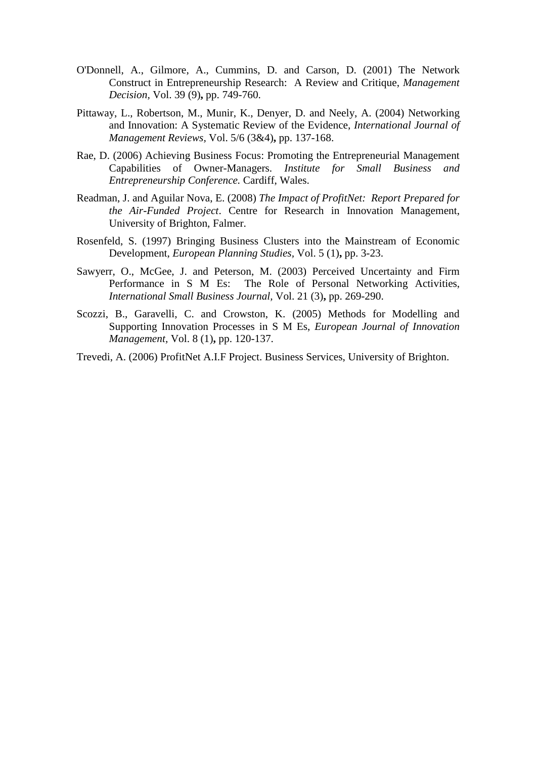O'Donnell, A., Gilmore, A., Cummins, D. and Carson, D. (2001) The Network Construct in Entrepreneurship Research: A Review and Critique, *Management Decision,* Vol. 39 (9)**,** pp. 749-760.

Pittaway, L., Robertson, M., Munir, K., Denyer, D. and Neely, A. (2004) Networking and Innovation: A Systematic Review of the Evidence, *International Journal of Management Reviews,* Vol. 5/6 (3&4)**,** pp. 137-168.

Rae, D. (2006) Achieving Business Focus: Promoting the Entrepreneurial Management Capabilities of Owner-Managers. *Institute for Small Business and Entrepreneurship Conference.* Cardiff, Wales.

Readman, J. and Aguilar Nova, E. (2008) *The Impact of ProfitNet: Report Prepared for the Air-Funded Project*. Centre for Research in Innovation Management, University of Brighton, Falmer.

Rosenfeld, S. (1997) Bringing Business Clusters into the Mainstream of Economic Development, *European Planning Studies,* Vol. 5 (1)**,** pp. 3-23.

Sawyerr, O., McGee, J. and Peterson, M. (2003) Perceived Uncertainty and Firm Performance in S M Es: The Role of Personal Networking Activities, *International Small Business Journal,* Vol. 21 (3)**,** pp. 269-290.

Scozzi, B., Garavelli, C. and Crowston, K. (2005) Methods for Modelling and Supporting Innovation Processes in S M Es, *European Journal of Innovation Management*, Vol. 8 (1)**,** pp. 120-137.

Trevedi, A. (2006) ProfitNet A.I.F Project. Business Services, University of Brighton.